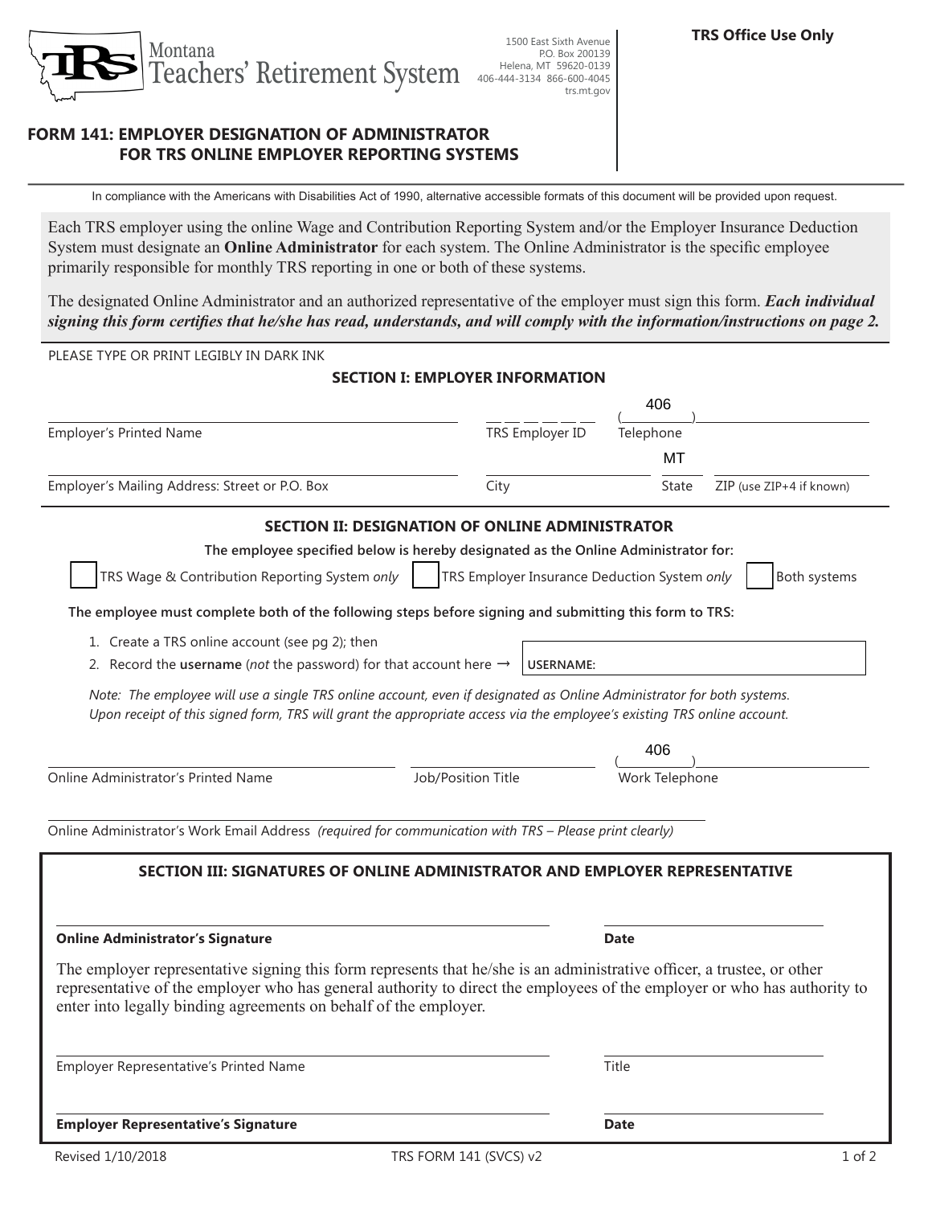Montana Teachers' Retirement System

1500 East Sixth Avenue
P.O. Box 200139
Helena, MT 59620-0139
406-444-3134 866-600-4045
trs.mt.gov

**TRS Office Use Only**

# FORM 141: EMPLOYER DESIGNATION OF ADMINISTRATOR FOR TRS ONLINE EMPLOYER REPORTING SYSTEMS

In compliance with the Americans with Disabilities Act of 1990, alternative accessible formats of this document will be provided upon request.

Each TRS employer using the online Wage and Contribution Reporting System and/or the Employer Insurance Deduction System must designate an **Online Administrator** for each system. The Online Administrator is the specific employee primarily responsible for monthly TRS reporting in one or both of these systems.

The designated Online Administrator and an authorized representative of the employer must sign this form. ***Each individual signing this form certifies that he/she has read, understands, and will comply with the information/instructions on page 2.***

PLEASE TYPE OR PRINT LEGIBLY IN DARK INK

## SECTION I: EMPLOYER INFORMATION

Employer's Printed Name ______________________ TRS Employer ID __ __ __ __ __ __ __ Telephone (406) ______________

Employer's Mailing Address: Street or P.O. Box ______________________ City ______________ State MT ZIP (use ZIP+4 if known) ______________

## SECTION II: DESIGNATION OF ONLINE ADMINISTRATOR

**The employee specified below is hereby designated as the Online Administrator for:**

☐ TRS Wage & Contribution Reporting System *only* ☐ TRS Employer Insurance Deduction System *only* ☐ Both systems

**The employee must complete both of the following steps before signing and submitting this form to TRS:**

1. Create a TRS online account (see pg 2); then
2. Record the **username** (*not* the password) for that account here → **USERNAME:** ______________

*Note: The employee will use a single TRS online account, even if designated as Online Administrator for both systems. Upon receipt of this signed form, TRS will grant the appropriate access via the employee's existing TRS online account.*

Online Administrator's Printed Name ______________________ Job/Position Title ______________ Work Telephone (406) ______________

Online Administrator's Work Email Address *(required for communication with TRS – Please print clearly)* ______________________

## SECTION III: SIGNATURES OF ONLINE ADMINISTRATOR AND EMPLOYER REPRESENTATIVE

**Online Administrator's Signature** ______________________ **Date** ______________

The employer representative signing this form represents that he/she is an administrative officer, a trustee, or other representative of the employer who has general authority to direct the employees of the employer or who has authority to enter into legally binding agreements on behalf of the employer.

Employer Representative's Printed Name ______________________ Title ______________

**Employer Representative's Signature** ______________________ **Date** ______________

Revised 1/10/2018 TRS FORM 141 (SVCS) v2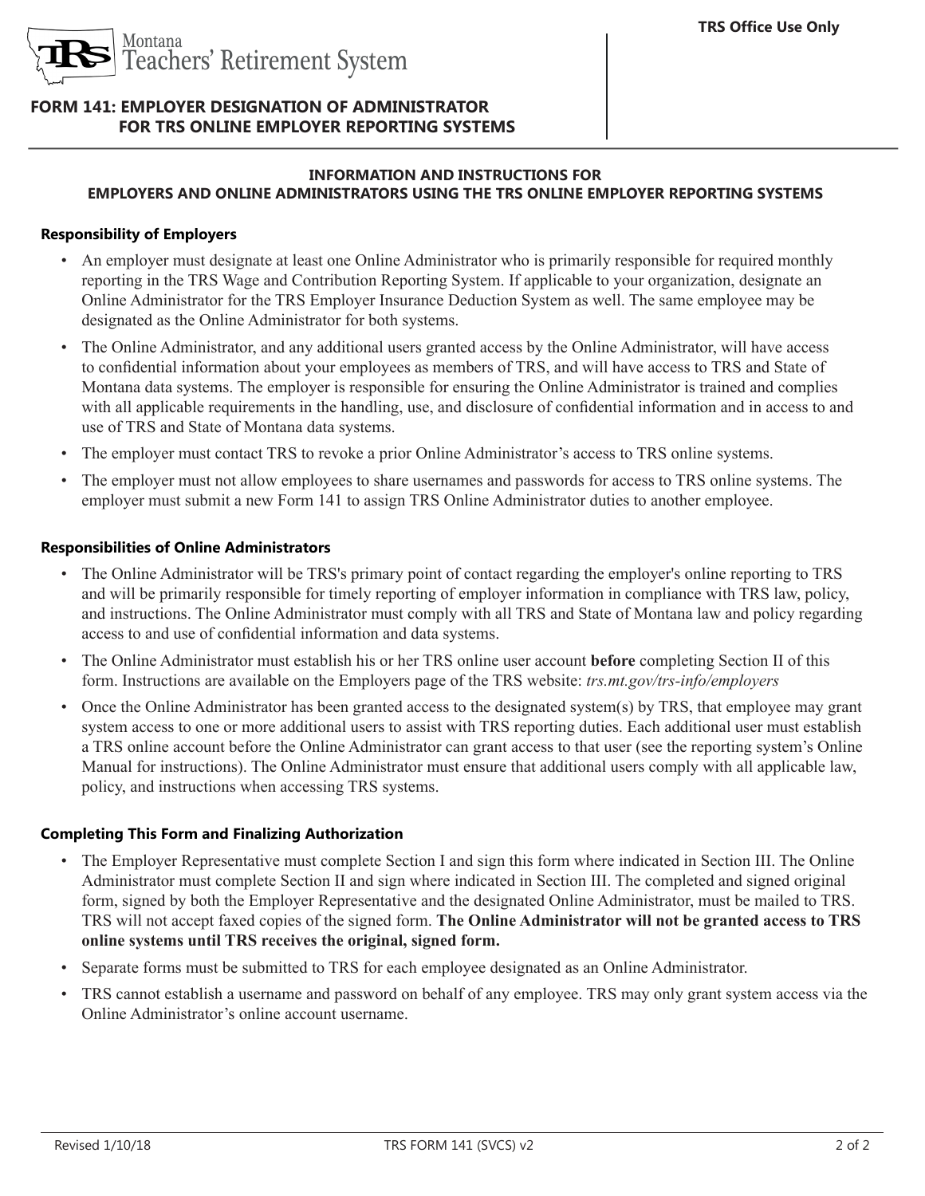Montana Teachers' Retirement System

TRS Office Use Only

# FORM 141: EMPLOYER DESIGNATION OF ADMINISTRATOR FOR TRS ONLINE EMPLOYER REPORTING SYSTEMS

## INFORMATION AND INSTRUCTIONS FOR EMPLOYERS AND ONLINE ADMINISTRATORS USING THE TRS ONLINE EMPLOYER REPORTING SYSTEMS

### Responsibility of Employers

- An employer must designate at least one Online Administrator who is primarily responsible for required monthly reporting in the TRS Wage and Contribution Reporting System. If applicable to your organization, designate an Online Administrator for the TRS Employer Insurance Deduction System as well. The same employee may be designated as the Online Administrator for both systems.
- The Online Administrator, and any additional users granted access by the Online Administrator, will have access to confidential information about your employees as members of TRS, and will have access to TRS and State of Montana data systems. The employer is responsible for ensuring the Online Administrator is trained and complies with all applicable requirements in the handling, use, and disclosure of confidential information and in access to and use of TRS and State of Montana data systems.
- The employer must contact TRS to revoke a prior Online Administrator's access to TRS online systems.
- The employer must not allow employees to share usernames and passwords for access to TRS online systems. The employer must submit a new Form 141 to assign TRS Online Administrator duties to another employee.

### Responsibilities of Online Administrators

- The Online Administrator will be TRS's primary point of contact regarding the employer's online reporting to TRS and will be primarily responsible for timely reporting of employer information in compliance with TRS law, policy, and instructions. The Online Administrator must comply with all TRS and State of Montana law and policy regarding access to and use of confidential information and data systems.
- The Online Administrator must establish his or her TRS online user account **before** completing Section II of this form. Instructions are available on the Employers page of the TRS website: *trs.mt.gov/trs-info/employers*
- Once the Online Administrator has been granted access to the designated system(s) by TRS, that employee may grant system access to one or more additional users to assist with TRS reporting duties. Each additional user must establish a TRS online account before the Online Administrator can grant access to that user (see the reporting system's Online Manual for instructions). The Online Administrator must ensure that additional users comply with all applicable law, policy, and instructions when accessing TRS systems.

### Completing This Form and Finalizing Authorization

- The Employer Representative must complete Section I and sign this form where indicated in Section III. The Online Administrator must complete Section II and sign where indicated in Section III. The completed and signed original form, signed by both the Employer Representative and the designated Online Administrator, must be mailed to TRS. TRS will not accept faxed copies of the signed form. **The Online Administrator will not be granted access to TRS online systems until TRS receives the original, signed form.**
- Separate forms must be submitted to TRS for each employee designated as an Online Administrator.
- TRS cannot establish a username and password on behalf of any employee. TRS may only grant system access via the Online Administrator's online account username.

Revised 1/10/18 TRS FORM 141 (SVCS) v2